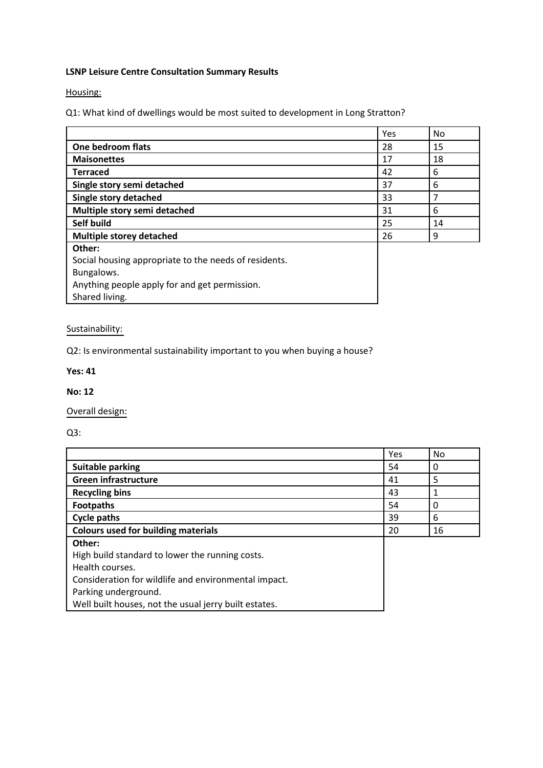**LSNP Leisure Centre Consultation Summary Results**

Housing:

Q1: What kind of dwellings would be most suited to development in Long Stratton?

| | Yes | No |
|---|---|---|
| **One bedroom flats** | 28 | 15 |
| **Maisonettes** | 17 | 18 |
| **Terraced** | 42 | 6 |
| **Single story semi detached** | 37 | 6 |
| **Single story detached** | 33 | 7 |
| **Multiple story semi detached** | 31 | 6 |
| **Self build** | 25 | 14 |
| **Multiple storey detached** | 26 | 9 |
| **Other:**<br>Social housing appropriate to the needs of residents.<br>Bungalows.<br>Anything people apply for and get permission.<br>Shared living. | | |

Sustainability:

Q2: Is environmental sustainability important to you when buying a house?

**Yes: 41**

**No: 12**

Overall design:

Q3:

| | Yes | No |
|---|---|---|
| **Suitable parking** | 54 | 0 |
| **Green infrastructure** | 41 | 5 |
| **Recycling bins** | 43 | 1 |
| **Footpaths** | 54 | 0 |
| **Cycle paths** | 39 | 6 |
| **Colours used for building materials** | 20 | 16 |
| **Other:**<br>High build standard to lower the running costs.<br>Health courses.<br>Consideration for wildlife and environmental impact.<br>Parking underground.<br>Well built houses, not the usual jerry built estates. | | |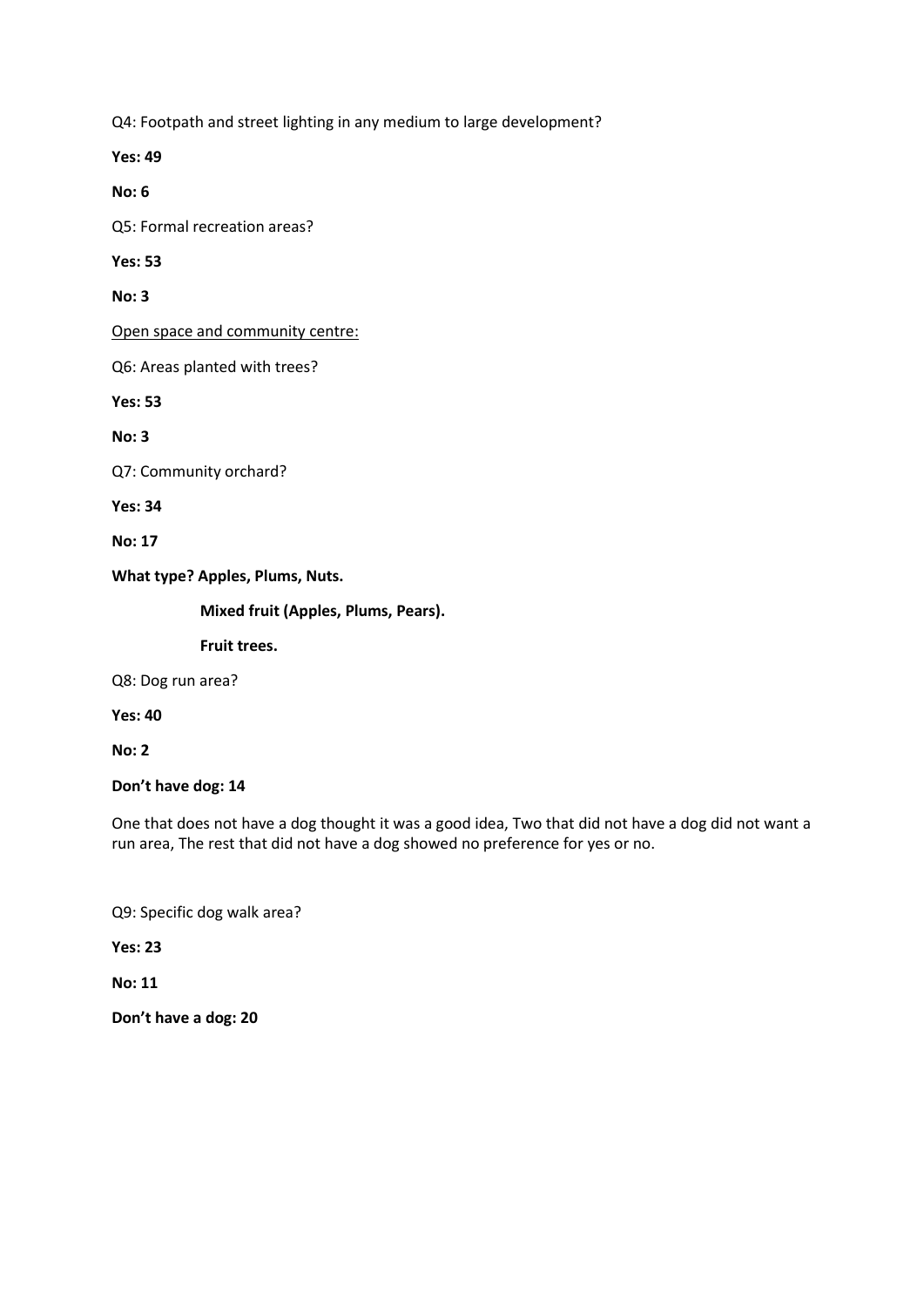Q4: Footpath and street lighting in any medium to large development?

**Yes: 49**

**No: 6**

Q5: Formal recreation areas?

**Yes: 53**

**No: 3**

<u>Open space and community centre:</u>

Q6: Areas planted with trees?

**Yes: 53**

**No: 3**

Q7: Community orchard?

**Yes: 34**

**No: 17**

**What type? Apples, Plums, Nuts.**

**Mixed fruit (Apples, Plums, Pears).**

**Fruit trees.**

Q8: Dog run area?

**Yes: 40**

**No: 2**

**Don't have dog: 14**

One that does not have a dog thought it was a good idea, Two that did not have a dog did not want a run area, The rest that did not have a dog showed no preference for yes or no.

Q9: Specific dog walk area?

**Yes: 23**

**No: 11**

**Don't have a dog: 20**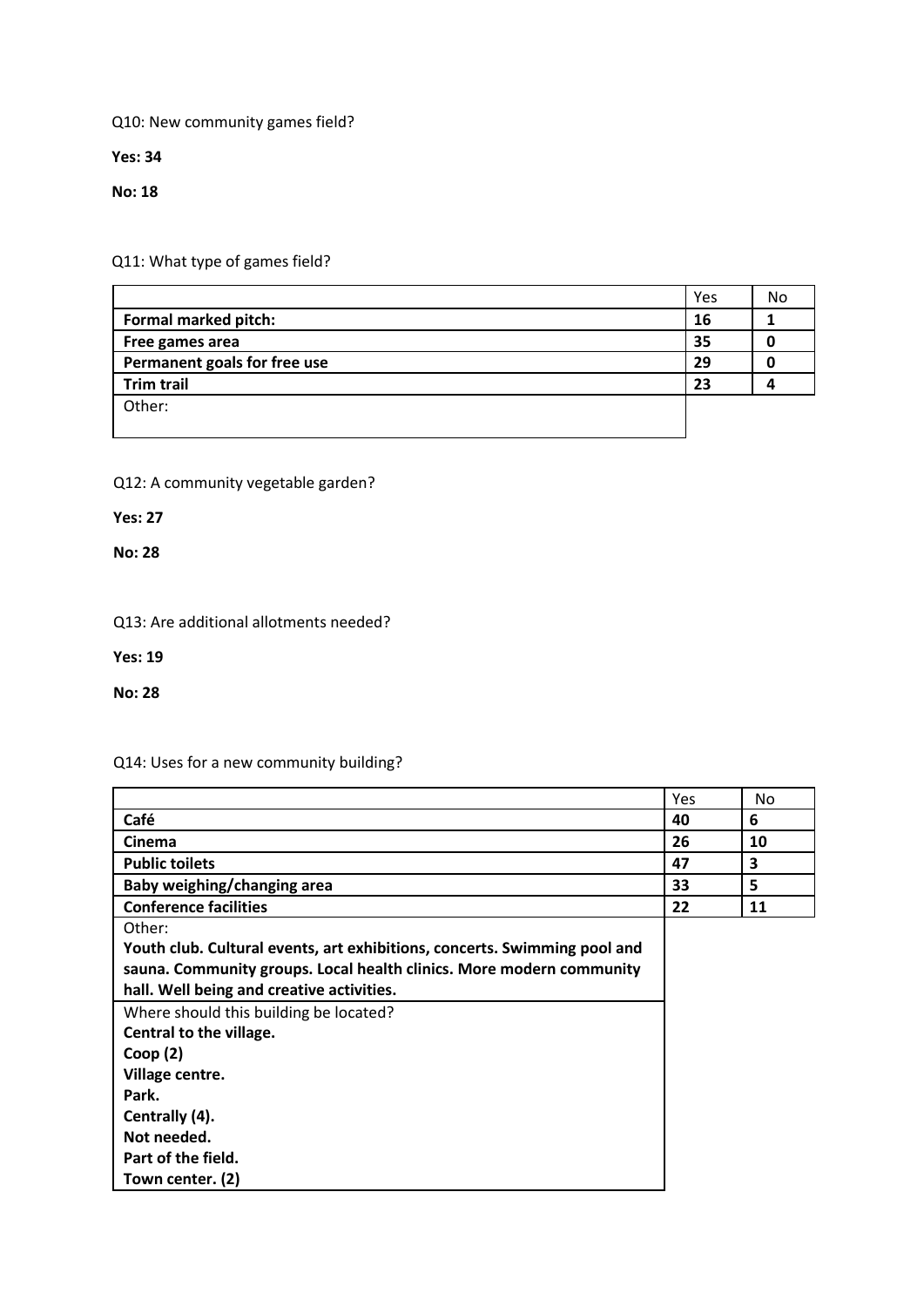Q10: New community games field?

**Yes: 34**

**No: 18**

Q11: What type of games field?

| | Yes | No |
|---|---|---|
| **Formal marked pitch:** | **16** | **1** |
| **Free games area** | **35** | **0** |
| **Permanent goals for free use** | **29** | **0** |
| **Trim trail** | **23** | **4** |
| Other: | | |

Q12: A community vegetable garden?

**Yes: 27**

**No: 28**

Q13: Are additional allotments needed?

**Yes: 19**

**No: 28**

Q14: Uses for a new community building?

| | Yes | No |
|---|---|---|
| **Café** | **40** | **6** |
| **Cinema** | **26** | **10** |
| **Public toilets** | **47** | **3** |
| **Baby weighing/changing area** | **33** | **5** |
| **Conference facilities** | **22** | **11** |
| Other: **Youth club. Cultural events, art exhibitions, concerts. Swimming pool and sauna. Community groups. Local health clinics. More modern community hall. Well being and creative activities.** | | |
| Where should this building be located? **Central to the village. Coop (2) Village centre. Park. Centrally (4). Not needed. Part of the field. Town center. (2)** | | |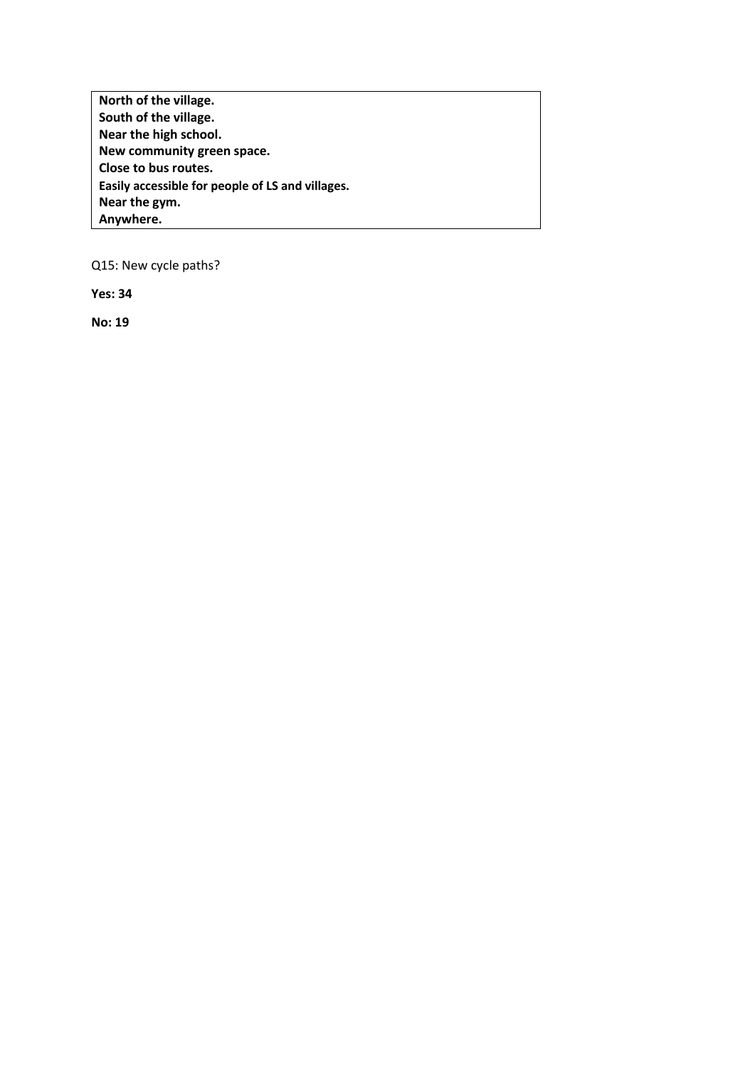| |
|---|
| **North of the village.**<br>**South of the village.**<br>**Near the high school.**<br>**New community green space.**<br>**Close to bus routes.**<br>**Easily accessible for people of LS and villages.**<br>**Near the gym.**<br>**Anywhere.** |

Q15: New cycle paths?

**Yes: 34**

**No: 19**